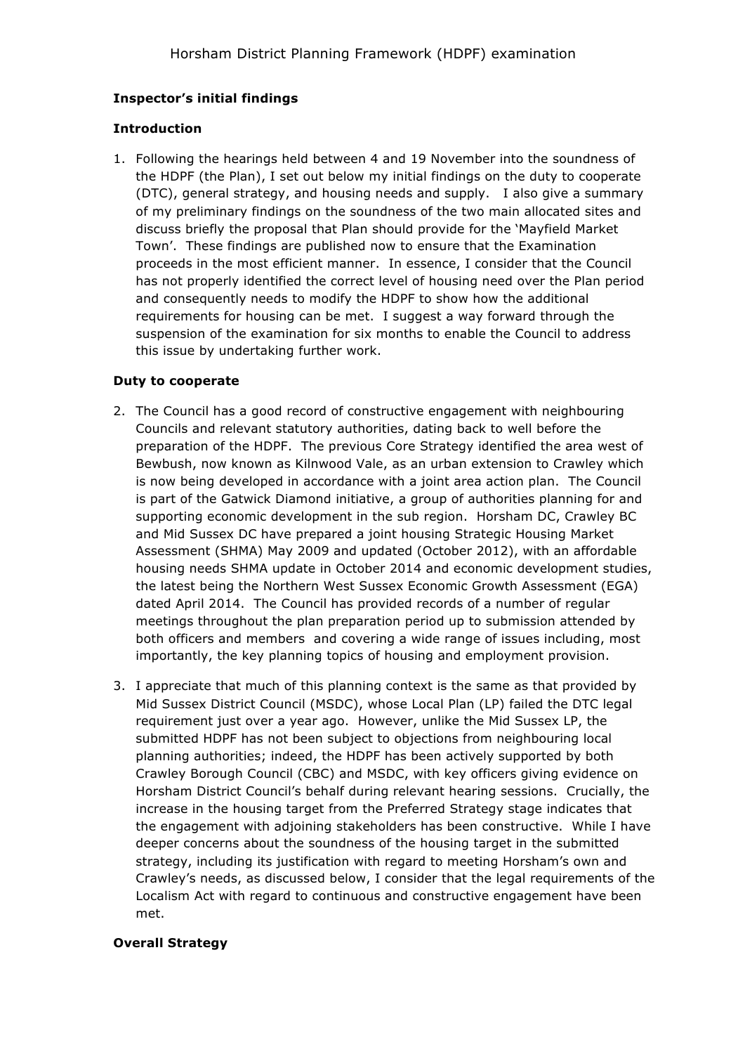# Horsham District Planning Framework (HDPF) examination

**Inspector's initial findings**

**Introduction**

1. Following the hearings held between 4 and 19 November into the soundness of the HDPF (the Plan), I set out below my initial findings on the duty to cooperate (DTC), general strategy, and housing needs and supply. I also give a summary of my preliminary findings on the soundness of the two main allocated sites and discuss briefly the proposal that Plan should provide for the 'Mayfield Market Town'. These findings are published now to ensure that the Examination proceeds in the most efficient manner. In essence, I consider that the Council has not properly identified the correct level of housing need over the Plan period and consequently needs to modify the HDPF to show how the additional requirements for housing can be met. I suggest a way forward through the suspension of the examination for six months to enable the Council to address this issue by undertaking further work.

**Duty to cooperate**

2. The Council has a good record of constructive engagement with neighbouring Councils and relevant statutory authorities, dating back to well before the preparation of the HDPF. The previous Core Strategy identified the area west of Bewbush, now known as Kilnwood Vale, as an urban extension to Crawley which is now being developed in accordance with a joint area action plan. The Council is part of the Gatwick Diamond initiative, a group of authorities planning for and supporting economic development in the sub region. Horsham DC, Crawley BC and Mid Sussex DC have prepared a joint housing Strategic Housing Market Assessment (SHMA) May 2009 and updated (October 2012), with an affordable housing needs SHMA update in October 2014 and economic development studies, the latest being the Northern West Sussex Economic Growth Assessment (EGA) dated April 2014. The Council has provided records of a number of regular meetings throughout the plan preparation period up to submission attended by both officers and members and covering a wide range of issues including, most importantly, the key planning topics of housing and employment provision.

3. I appreciate that much of this planning context is the same as that provided by Mid Sussex District Council (MSDC), whose Local Plan (LP) failed the DTC legal requirement just over a year ago. However, unlike the Mid Sussex LP, the submitted HDPF has not been subject to objections from neighbouring local planning authorities; indeed, the HDPF has been actively supported by both Crawley Borough Council (CBC) and MSDC, with key officers giving evidence on Horsham District Council's behalf during relevant hearing sessions. Crucially, the increase in the housing target from the Preferred Strategy stage indicates that the engagement with adjoining stakeholders has been constructive. While I have deeper concerns about the soundness of the housing target in the submitted strategy, including its justification with regard to meeting Horsham's own and Crawley's needs, as discussed below, I consider that the legal requirements of the Localism Act with regard to continuous and constructive engagement have been met.

**Overall Strategy**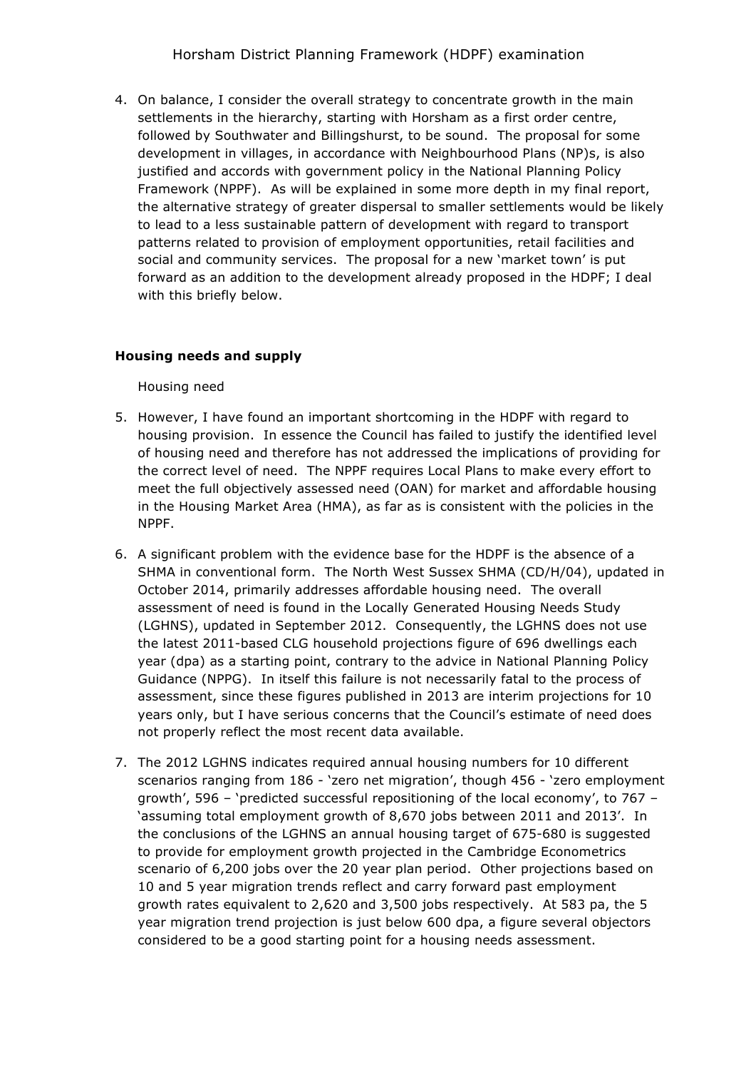4. On balance, I consider the overall strategy to concentrate growth in the main settlements in the hierarchy, starting with Horsham as a first order centre, followed by Southwater and Billingshurst, to be sound. The proposal for some development in villages, in accordance with Neighbourhood Plans (NP)s, is also justified and accords with government policy in the National Planning Policy Framework (NPPF). As will be explained in some more depth in my final report, the alternative strategy of greater dispersal to smaller settlements would be likely to lead to a less sustainable pattern of development with regard to transport patterns related to provision of employment opportunities, retail facilities and social and community services. The proposal for a new 'market town' is put forward as an addition to the development already proposed in the HDPF; I deal with this briefly below.

### Housing needs and supply

Housing need

5. However, I have found an important shortcoming in the HDPF with regard to housing provision. In essence the Council has failed to justify the identified level of housing need and therefore has not addressed the implications of providing for the correct level of need. The NPPF requires Local Plans to make every effort to meet the full objectively assessed need (OAN) for market and affordable housing in the Housing Market Area (HMA), as far as is consistent with the policies in the NPPF.

6. A significant problem with the evidence base for the HDPF is the absence of a SHMA in conventional form. The North West Sussex SHMA (CD/H/04), updated in October 2014, primarily addresses affordable housing need. The overall assessment of need is found in the Locally Generated Housing Needs Study (LGHNS), updated in September 2012. Consequently, the LGHNS does not use the latest 2011-based CLG household projections figure of 696 dwellings each year (dpa) as a starting point, contrary to the advice in National Planning Policy Guidance (NPPG). In itself this failure is not necessarily fatal to the process of assessment, since these figures published in 2013 are interim projections for 10 years only, but I have serious concerns that the Council's estimate of need does not properly reflect the most recent data available.

7. The 2012 LGHNS indicates required annual housing numbers for 10 different scenarios ranging from 186 - 'zero net migration', though 456 - 'zero employment growth', 596 – 'predicted successful repositioning of the local economy', to 767 – 'assuming total employment growth of 8,670 jobs between 2011 and 2013'. In the conclusions of the LGHNS an annual housing target of 675-680 is suggested to provide for employment growth projected in the Cambridge Econometrics scenario of 6,200 jobs over the 20 year plan period. Other projections based on 10 and 5 year migration trends reflect and carry forward past employment growth rates equivalent to 2,620 and 3,500 jobs respectively. At 583 pa, the 5 year migration trend projection is just below 600 dpa, a figure several objectors considered to be a good starting point for a housing needs assessment.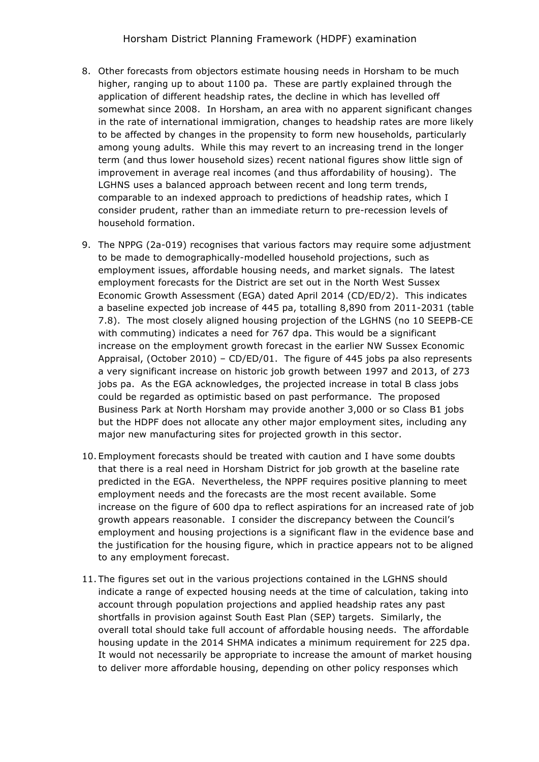8. Other forecasts from objectors estimate housing needs in Horsham to be much higher, ranging up to about 1100 pa. These are partly explained through the application of different headship rates, the decline in which has levelled off somewhat since 2008. In Horsham, an area with no apparent significant changes in the rate of international immigration, changes to headship rates are more likely to be affected by changes in the propensity to form new households, particularly among young adults. While this may revert to an increasing trend in the longer term (and thus lower household sizes) recent national figures show little sign of improvement in average real incomes (and thus affordability of housing). The LGHNS uses a balanced approach between recent and long term trends, comparable to an indexed approach to predictions of headship rates, which I consider prudent, rather than an immediate return to pre-recession levels of household formation.

9. The NPPG (2a-019) recognises that various factors may require some adjustment to be made to demographically-modelled household projections, such as employment issues, affordable housing needs, and market signals. The latest employment forecasts for the District are set out in the North West Sussex Economic Growth Assessment (EGA) dated April 2014 (CD/ED/2). This indicates a baseline expected job increase of 445 pa, totalling 8,890 from 2011-2031 (table 7.8). The most closely aligned housing projection of the LGHNS (no 10 SEEPB-CE with commuting) indicates a need for 767 dpa. This would be a significant increase on the employment growth forecast in the earlier NW Sussex Economic Appraisal, (October 2010) – CD/ED/01. The figure of 445 jobs pa also represents a very significant increase on historic job growth between 1997 and 2013, of 273 jobs pa. As the EGA acknowledges, the projected increase in total B class jobs could be regarded as optimistic based on past performance. The proposed Business Park at North Horsham may provide another 3,000 or so Class B1 jobs but the HDPF does not allocate any other major employment sites, including any major new manufacturing sites for projected growth in this sector.

10. Employment forecasts should be treated with caution and I have some doubts that there is a real need in Horsham District for job growth at the baseline rate predicted in the EGA. Nevertheless, the NPPF requires positive planning to meet employment needs and the forecasts are the most recent available. Some increase on the figure of 600 dpa to reflect aspirations for an increased rate of job growth appears reasonable. I consider the discrepancy between the Council's employment and housing projections is a significant flaw in the evidence base and the justification for the housing figure, which in practice appears not to be aligned to any employment forecast.

11. The figures set out in the various projections contained in the LGHNS should indicate a range of expected housing needs at the time of calculation, taking into account through population projections and applied headship rates any past shortfalls in provision against South East Plan (SEP) targets. Similarly, the overall total should take full account of affordable housing needs. The affordable housing update in the 2014 SHMA indicates a minimum requirement for 225 dpa. It would not necessarily be appropriate to increase the amount of market housing to deliver more affordable housing, depending on other policy responses which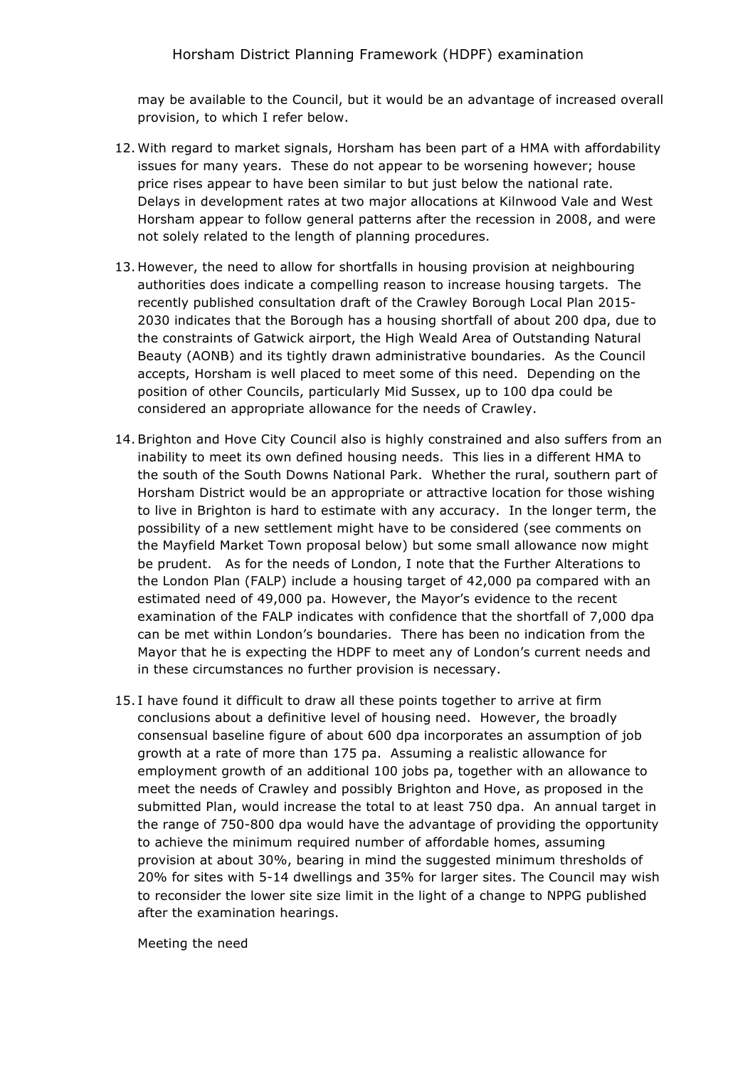may be available to the Council, but it would be an advantage of increased overall provision, to which I refer below.

12. With regard to market signals, Horsham has been part of a HMA with affordability issues for many years. These do not appear to be worsening however; house price rises appear to have been similar to but just below the national rate. Delays in development rates at two major allocations at Kilnwood Vale and West Horsham appear to follow general patterns after the recession in 2008, and were not solely related to the length of planning procedures.

13. However, the need to allow for shortfalls in housing provision at neighbouring authorities does indicate a compelling reason to increase housing targets. The recently published consultation draft of the Crawley Borough Local Plan 2015-2030 indicates that the Borough has a housing shortfall of about 200 dpa, due to the constraints of Gatwick airport, the High Weald Area of Outstanding Natural Beauty (AONB) and its tightly drawn administrative boundaries. As the Council accepts, Horsham is well placed to meet some of this need. Depending on the position of other Councils, particularly Mid Sussex, up to 100 dpa could be considered an appropriate allowance for the needs of Crawley.

14. Brighton and Hove City Council also is highly constrained and also suffers from an inability to meet its own defined housing needs. This lies in a different HMA to the south of the South Downs National Park. Whether the rural, southern part of Horsham District would be an appropriate or attractive location for those wishing to live in Brighton is hard to estimate with any accuracy. In the longer term, the possibility of a new settlement might have to be considered (see comments on the Mayfield Market Town proposal below) but some small allowance now might be prudent. As for the needs of London, I note that the Further Alterations to the London Plan (FALP) include a housing target of 42,000 pa compared with an estimated need of 49,000 pa. However, the Mayor's evidence to the recent examination of the FALP indicates with confidence that the shortfall of 7,000 dpa can be met within London's boundaries. There has been no indication from the Mayor that he is expecting the HDPF to meet any of London's current needs and in these circumstances no further provision is necessary.

15. I have found it difficult to draw all these points together to arrive at firm conclusions about a definitive level of housing need. However, the broadly consensual baseline figure of about 600 dpa incorporates an assumption of job growth at a rate of more than 175 pa. Assuming a realistic allowance for employment growth of an additional 100 jobs pa, together with an allowance to meet the needs of Crawley and possibly Brighton and Hove, as proposed in the submitted Plan, would increase the total to at least 750 dpa. An annual target in the range of 750-800 dpa would have the advantage of providing the opportunity to achieve the minimum required number of affordable homes, assuming provision at about 30%, bearing in mind the suggested minimum thresholds of 20% for sites with 5-14 dwellings and 35% for larger sites. The Council may wish to reconsider the lower site size limit in the light of a change to NPPG published after the examination hearings.

Meeting the need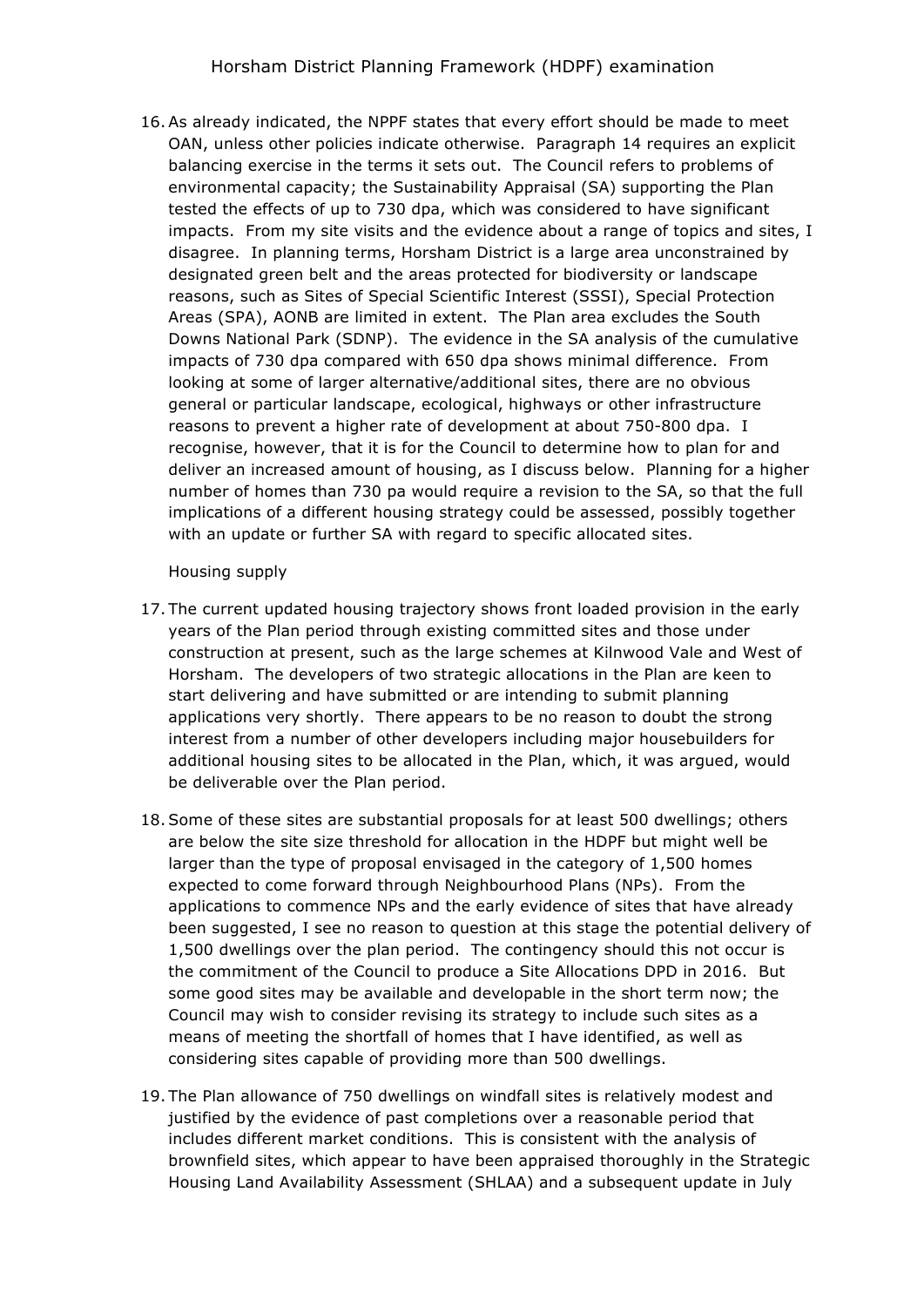16. As already indicated, the NPPF states that every effort should be made to meet OAN, unless other policies indicate otherwise. Paragraph 14 requires an explicit balancing exercise in the terms it sets out. The Council refers to problems of environmental capacity; the Sustainability Appraisal (SA) supporting the Plan tested the effects of up to 730 dpa, which was considered to have significant impacts. From my site visits and the evidence about a range of topics and sites, I disagree. In planning terms, Horsham District is a large area unconstrained by designated green belt and the areas protected for biodiversity or landscape reasons, such as Sites of Special Scientific Interest (SSSI), Special Protection Areas (SPA), AONB are limited in extent. The Plan area excludes the South Downs National Park (SDNP). The evidence in the SA analysis of the cumulative impacts of 730 dpa compared with 650 dpa shows minimal difference. From looking at some of larger alternative/additional sites, there are no obvious general or particular landscape, ecological, highways or other infrastructure reasons to prevent a higher rate of development at about 750-800 dpa. I recognise, however, that it is for the Council to determine how to plan for and deliver an increased amount of housing, as I discuss below. Planning for a higher number of homes than 730 pa would require a revision to the SA, so that the full implications of a different housing strategy could be assessed, possibly together with an update or further SA with regard to specific allocated sites.

Housing supply

17. The current updated housing trajectory shows front loaded provision in the early years of the Plan period through existing committed sites and those under construction at present, such as the large schemes at Kilnwood Vale and West of Horsham. The developers of two strategic allocations in the Plan are keen to start delivering and have submitted or are intending to submit planning applications very shortly. There appears to be no reason to doubt the strong interest from a number of other developers including major housebuilders for additional housing sites to be allocated in the Plan, which, it was argued, would be deliverable over the Plan period.

18. Some of these sites are substantial proposals for at least 500 dwellings; others are below the site size threshold for allocation in the HDPF but might well be larger than the type of proposal envisaged in the category of 1,500 homes expected to come forward through Neighbourhood Plans (NPs). From the applications to commence NPs and the early evidence of sites that have already been suggested, I see no reason to question at this stage the potential delivery of 1,500 dwellings over the plan period. The contingency should this not occur is the commitment of the Council to produce a Site Allocations DPD in 2016. But some good sites may be available and developable in the short term now; the Council may wish to consider revising its strategy to include such sites as a means of meeting the shortfall of homes that I have identified, as well as considering sites capable of providing more than 500 dwellings.

19. The Plan allowance of 750 dwellings on windfall sites is relatively modest and justified by the evidence of past completions over a reasonable period that includes different market conditions. This is consistent with the analysis of brownfield sites, which appear to have been appraised thoroughly in the Strategic Housing Land Availability Assessment (SHLAA) and a subsequent update in July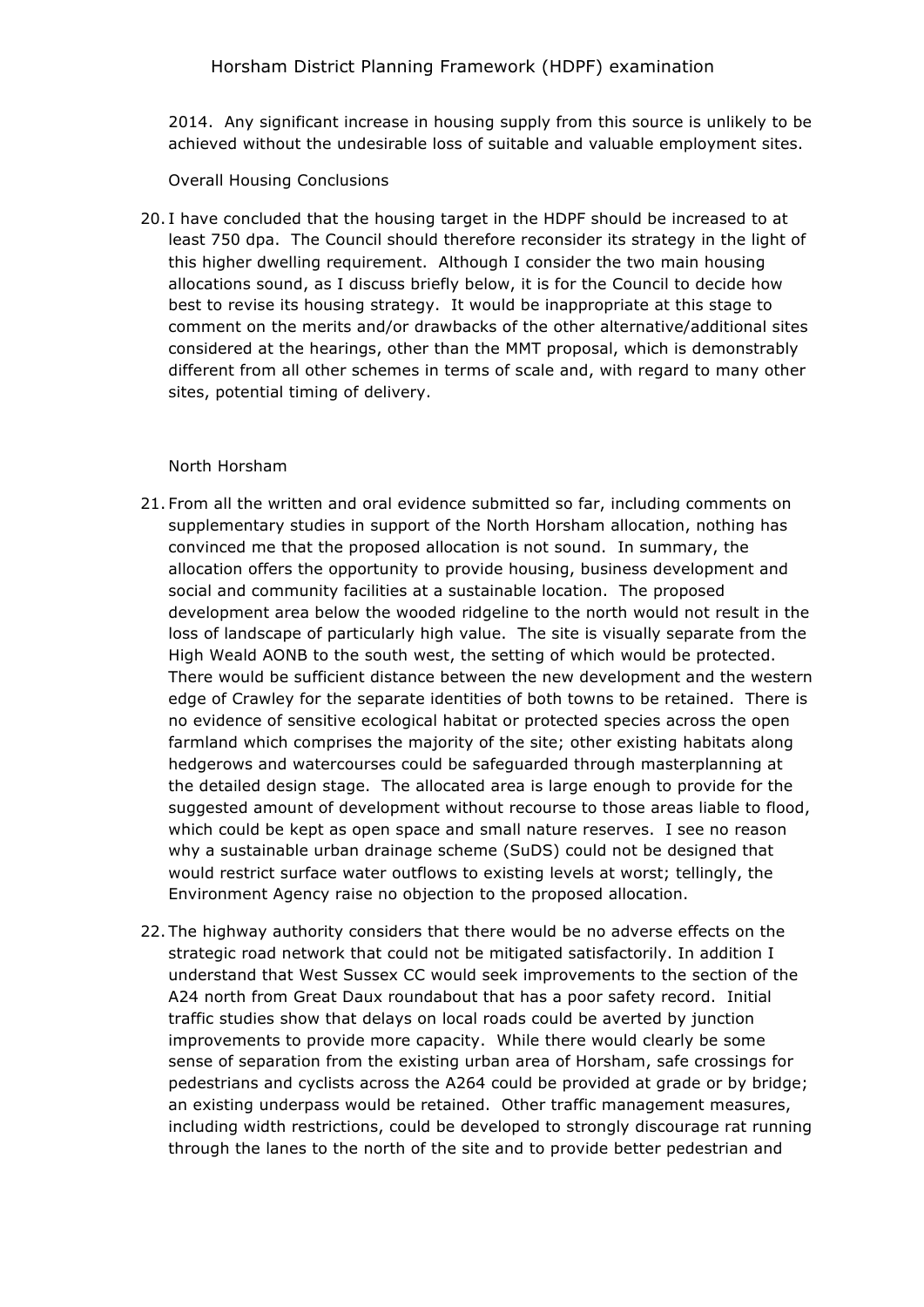2014. Any significant increase in housing supply from this source is unlikely to be achieved without the undesirable loss of suitable and valuable employment sites.

Overall Housing Conclusions

20. I have concluded that the housing target in the HDPF should be increased to at least 750 dpa. The Council should therefore reconsider its strategy in the light of this higher dwelling requirement. Although I consider the two main housing allocations sound, as I discuss briefly below, it is for the Council to decide how best to revise its housing strategy. It would be inappropriate at this stage to comment on the merits and/or drawbacks of the other alternative/additional sites considered at the hearings, other than the MMT proposal, which is demonstrably different from all other schemes in terms of scale and, with regard to many other sites, potential timing of delivery.

North Horsham

21. From all the written and oral evidence submitted so far, including comments on supplementary studies in support of the North Horsham allocation, nothing has convinced me that the proposed allocation is not sound. In summary, the allocation offers the opportunity to provide housing, business development and social and community facilities at a sustainable location. The proposed development area below the wooded ridgeline to the north would not result in the loss of landscape of particularly high value. The site is visually separate from the High Weald AONB to the south west, the setting of which would be protected. There would be sufficient distance between the new development and the western edge of Crawley for the separate identities of both towns to be retained. There is no evidence of sensitive ecological habitat or protected species across the open farmland which comprises the majority of the site; other existing habitats along hedgerows and watercourses could be safeguarded through masterplanning at the detailed design stage. The allocated area is large enough to provide for the suggested amount of development without recourse to those areas liable to flood, which could be kept as open space and small nature reserves. I see no reason why a sustainable urban drainage scheme (SuDS) could not be designed that would restrict surface water outflows to existing levels at worst; tellingly, the Environment Agency raise no objection to the proposed allocation.

22. The highway authority considers that there would be no adverse effects on the strategic road network that could not be mitigated satisfactorily. In addition I understand that West Sussex CC would seek improvements to the section of the A24 north from Great Daux roundabout that has a poor safety record. Initial traffic studies show that delays on local roads could be averted by junction improvements to provide more capacity. While there would clearly be some sense of separation from the existing urban area of Horsham, safe crossings for pedestrians and cyclists across the A264 could be provided at grade or by bridge; an existing underpass would be retained. Other traffic management measures, including width restrictions, could be developed to strongly discourage rat running through the lanes to the north of the site and to provide better pedestrian and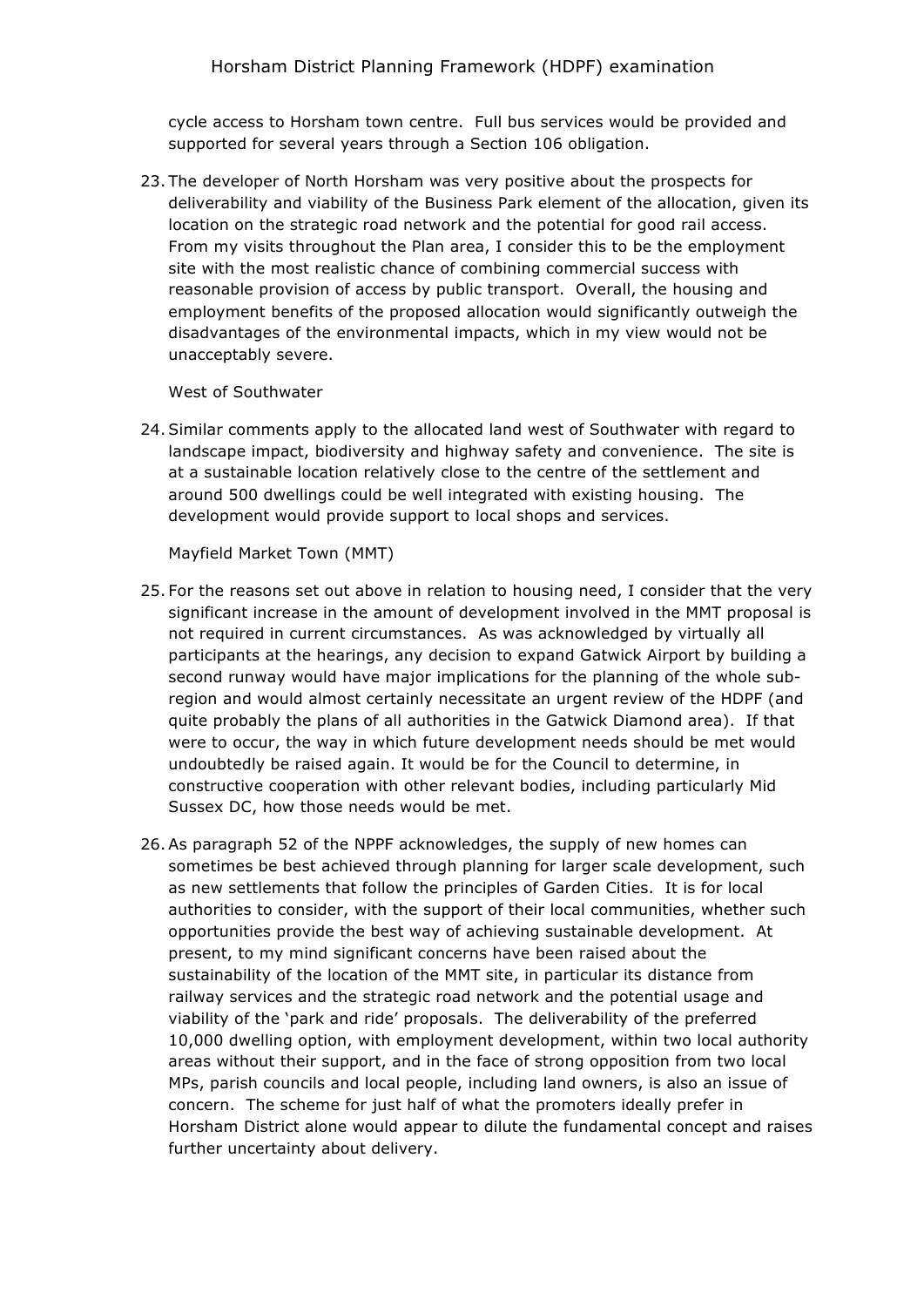cycle access to Horsham town centre. Full bus services would be provided and supported for several years through a Section 106 obligation.

23. The developer of North Horsham was very positive about the prospects for deliverability and viability of the Business Park element of the allocation, given its location on the strategic road network and the potential for good rail access. From my visits throughout the Plan area, I consider this to be the employment site with the most realistic chance of combining commercial success with reasonable provision of access by public transport. Overall, the housing and employment benefits of the proposed allocation would significantly outweigh the disadvantages of the environmental impacts, which in my view would not be unacceptably severe.

West of Southwater

24. Similar comments apply to the allocated land west of Southwater with regard to landscape impact, biodiversity and highway safety and convenience. The site is at a sustainable location relatively close to the centre of the settlement and around 500 dwellings could be well integrated with existing housing. The development would provide support to local shops and services.

Mayfield Market Town (MMT)

25. For the reasons set out above in relation to housing need, I consider that the very significant increase in the amount of development involved in the MMT proposal is not required in current circumstances. As was acknowledged by virtually all participants at the hearings, any decision to expand Gatwick Airport by building a second runway would have major implications for the planning of the whole sub-region and would almost certainly necessitate an urgent review of the HDPF (and quite probably the plans of all authorities in the Gatwick Diamond area). If that were to occur, the way in which future development needs should be met would undoubtedly be raised again. It would be for the Council to determine, in constructive cooperation with other relevant bodies, including particularly Mid Sussex DC, how those needs would be met.

26. As paragraph 52 of the NPPF acknowledges, the supply of new homes can sometimes be best achieved through planning for larger scale development, such as new settlements that follow the principles of Garden Cities. It is for local authorities to consider, with the support of their local communities, whether such opportunities provide the best way of achieving sustainable development. At present, to my mind significant concerns have been raised about the sustainability of the location of the MMT site, in particular its distance from railway services and the strategic road network and the potential usage and viability of the 'park and ride' proposals. The deliverability of the preferred 10,000 dwelling option, with employment development, within two local authority areas without their support, and in the face of strong opposition from two local MPs, parish councils and local people, including land owners, is also an issue of concern. The scheme for just half of what the promoters ideally prefer in Horsham District alone would appear to dilute the fundamental concept and raises further uncertainty about delivery.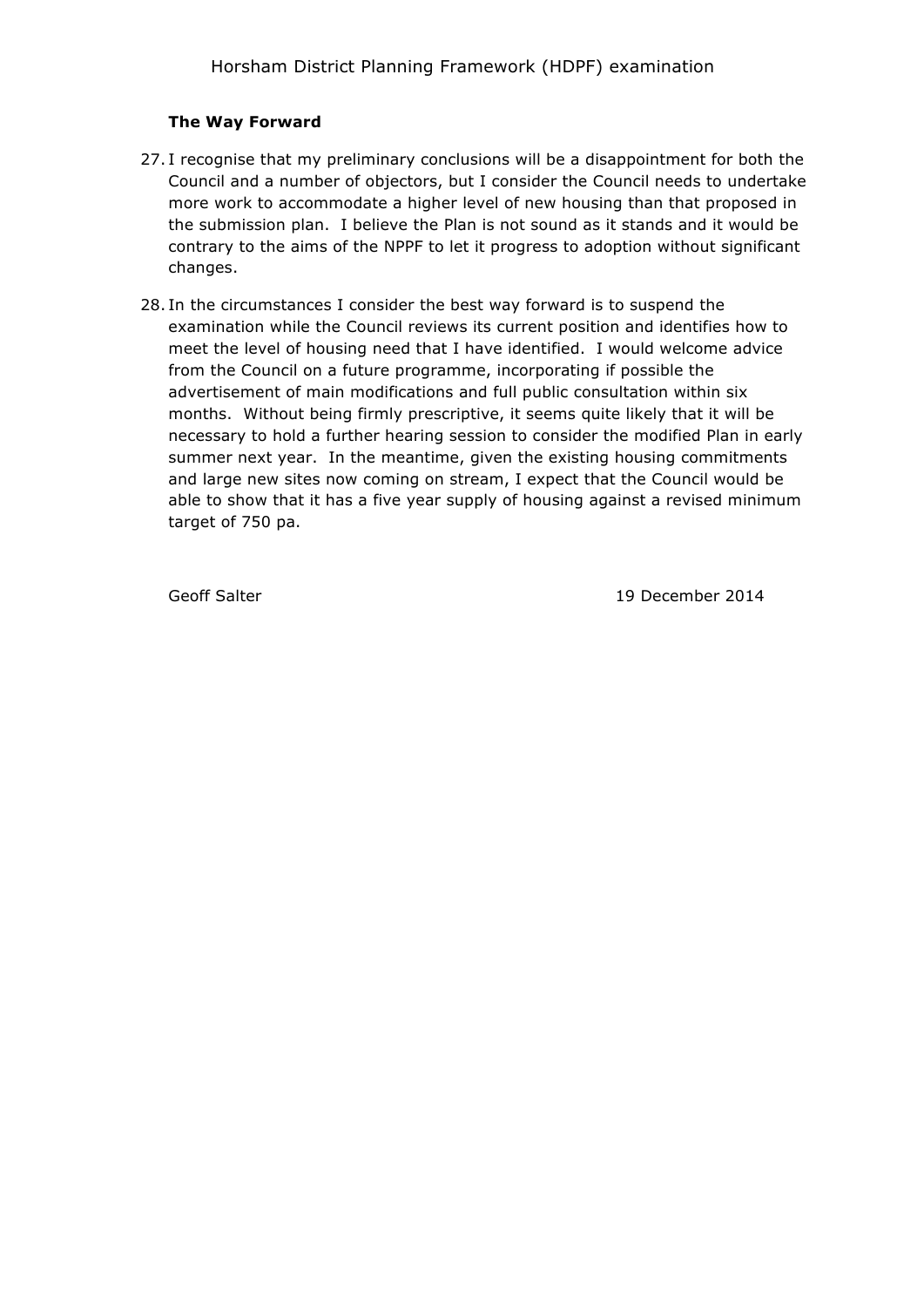**The Way Forward**

27. I recognise that my preliminary conclusions will be a disappointment for both the Council and a number of objectors, but I consider the Council needs to undertake more work to accommodate a higher level of new housing than that proposed in the submission plan. I believe the Plan is not sound as it stands and it would be contrary to the aims of the NPPF to let it progress to adoption without significant changes.

28. In the circumstances I consider the best way forward is to suspend the examination while the Council reviews its current position and identifies how to meet the level of housing need that I have identified. I would welcome advice from the Council on a future programme, incorporating if possible the advertisement of main modifications and full public consultation within six months. Without being firmly prescriptive, it seems quite likely that it will be necessary to hold a further hearing session to consider the modified Plan in early summer next year. In the meantime, given the existing housing commitments and large new sites now coming on stream, I expect that the Council would be able to show that it has a five year supply of housing against a revised minimum target of 750 pa.

Geoff Salter

19 December 2014